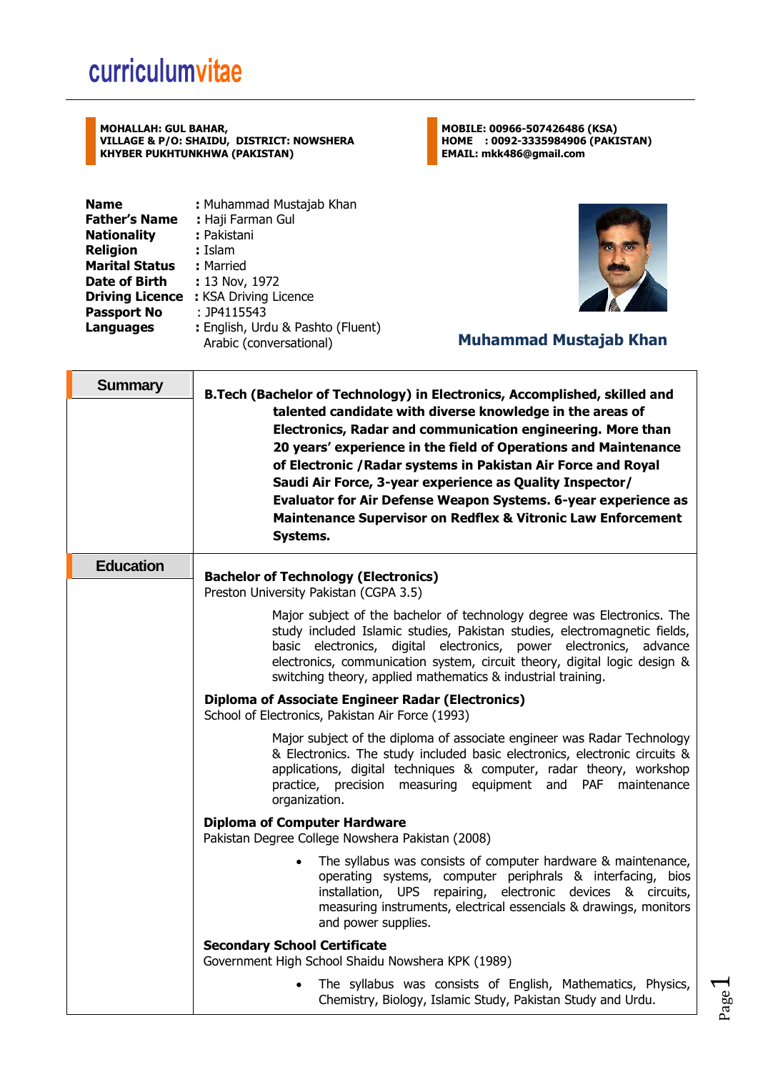# curriculumvitae

**MOHALLAH: GUL BAHAR,**
**VILLAGE & P/O: SHAIDU, DISTRICT: NOWSHERA**
**KHYBER PUKHTUNKHWA (PAKISTAN)**

**MOBILE: 00966-507426486 (KSA)**
**HOME : 0092-3335984906 (PAKISTAN)**
**EMAIL: mkk486@gmail.com**

| | |
|---|---|
| **Name** | **:** Muhammad Mustajab Khan |
| **Father's Name** | **:** Haji Farman Gul |
| **Nationality** | **:** Pakistani |
| **Religion** | **:** Islam |
| **Marital Status** | **:** Married |
| **Date of Birth** | **:** 13 Nov, 1972 |
| **Driving Licence** | **:** KSA Driving Licence |
| **Passport No** | : JP4115543 |
| **Languages** | **:** English, Urdu & Pashto (Fluent) Arabic (conversational) |

**Muhammad Mustajab Khan**

## Summary

**B.Tech (Bachelor of Technology) in Electronics, Accomplished, skilled and talented candidate with diverse knowledge in the areas of Electronics, Radar and communication engineering. More than 20 years' experience in the field of Operations and Maintenance of Electronic /Radar systems in Pakistan Air Force and Royal Saudi Air Force, 3-year experience as Quality Inspector/ Evaluator for Air Defense Weapon Systems. 6-year experience as Maintenance Supervisor on Redflex & Vitronic Law Enforcement Systems.**

## Education

**Bachelor of Technology (Electronics)**
Preston University Pakistan (CGPA 3.5)

Major subject of the bachelor of technology degree was Electronics. The study included Islamic studies, Pakistan studies, electromagnetic fields, basic electronics, digital electronics, power electronics, advance electronics, communication system, circuit theory, digital logic design & switching theory, applied mathematics & industrial training.

**Diploma of Associate Engineer Radar (Electronics)**
School of Electronics, Pakistan Air Force (1993)

Major subject of the diploma of associate engineer was Radar Technology & Electronics. The study included basic electronics, electronic circuits & applications, digital techniques & computer, radar theory, workshop practice, precision measuring equipment and PAF maintenance organization.

**Diploma of Computer Hardware**
Pakistan Degree College Nowshera Pakistan (2008)

- The syllabus was consists of computer hardware & maintenance, operating systems, computer periphrals & interfacing, bios installation, UPS repairing, electronic devices & circuits, measuring instruments, electrical essencials & drawings, monitors and power supplies.

**Secondary School Certificate**
Government High School Shaidu Nowshera KPK (1989)

- The syllabus was consists of English, Mathematics, Physics, Chemistry, Biology, Islamic Study, Pakistan Study and Urdu.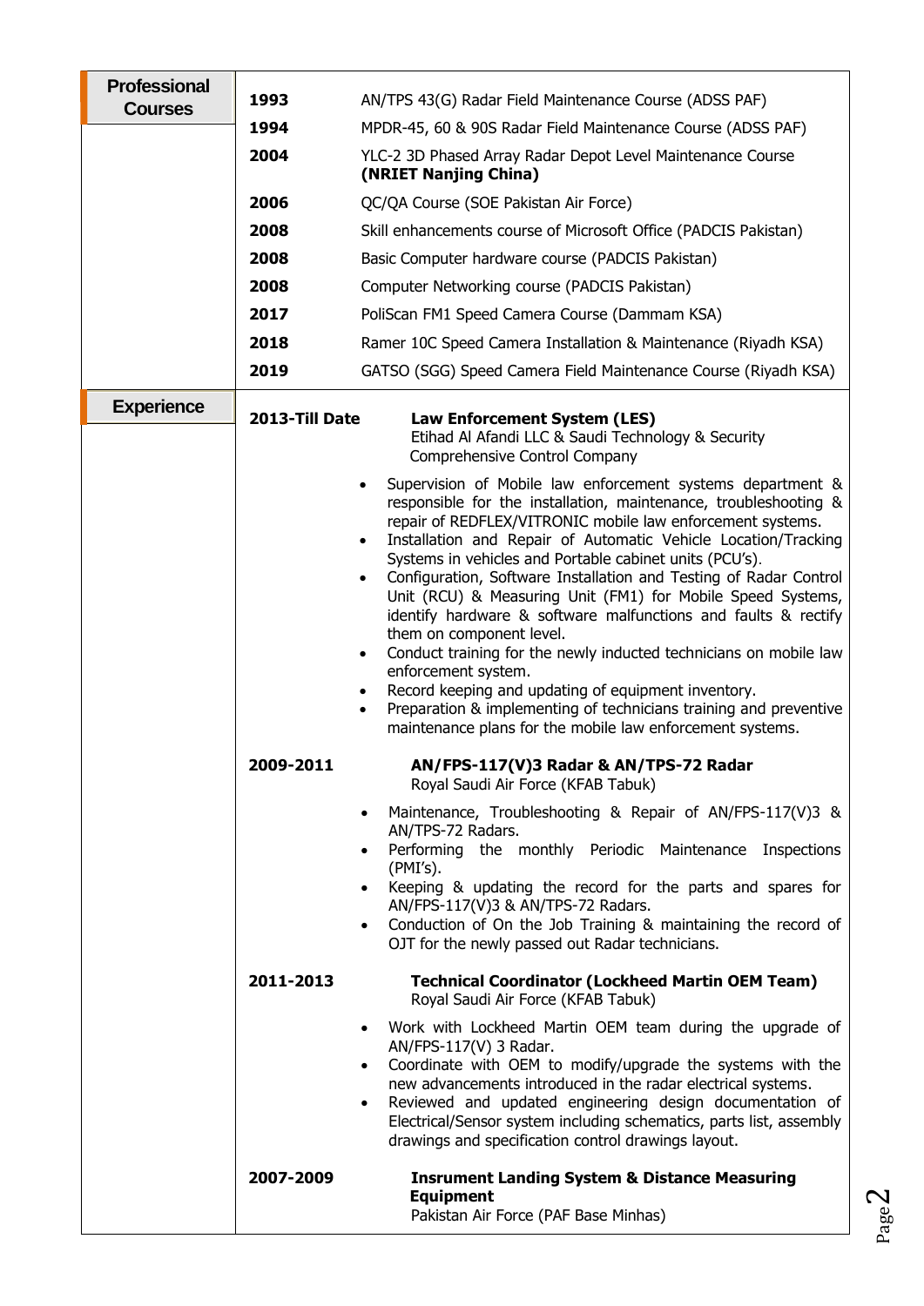## Professional Courses

| Year | Course |
|---|---|
| 1993 | AN/TPS 43(G) Radar Field Maintenance Course (ADSS PAF) |
| 1994 | MPDR-45, 60 & 90S Radar Field Maintenance Course (ADSS PAF) |
| 2004 | YLC-2 3D Phased Array Radar Depot Level Maintenance Course **(NRIET Nanjing China)** |
| 2006 | QC/QA Course (SOE Pakistan Air Force) |
| 2008 | Skill enhancements course of Microsoft Office (PADCIS Pakistan) |
| 2008 | Basic Computer hardware course (PADCIS Pakistan) |
| 2008 | Computer Networking course (PADCIS Pakistan) |
| 2017 | PoliScan FM1 Speed Camera Course (Dammam KSA) |
| 2018 | Ramer 10C Speed Camera Installation & Maintenance (Riyadh KSA) |
| 2019 | GATSO (SGG) Speed Camera Field Maintenance Course (Riyadh KSA) |

## Experience

**2013-Till Date** — **Law Enforcement System (LES)**
Etihad Al Afandi LLC & Saudi Technology & Security Comprehensive Control Company

- Supervision of Mobile law enforcement systems department & responsible for the installation, maintenance, troubleshooting & repair of REDFLEX/VITRONIC mobile law enforcement systems.
- Installation and Repair of Automatic Vehicle Location/Tracking Systems in vehicles and Portable cabinet units (PCU's).
- Configuration, Software Installation and Testing of Radar Control Unit (RCU) & Measuring Unit (FM1) for Mobile Speed Systems, identify hardware & software malfunctions and faults & rectify them on component level.
- Conduct training for the newly inducted technicians on mobile law enforcement system.
- Record keeping and updating of equipment inventory.
- Preparation & implementing of technicians training and preventive maintenance plans for the mobile law enforcement systems.

**2009-2011** — **AN/FPS-117(V)3 Radar & AN/TPS-72 Radar**
Royal Saudi Air Force (KFAB Tabuk)

- Maintenance, Troubleshooting & Repair of AN/FPS-117(V)3 & AN/TPS-72 Radars.
- Performing the monthly Periodic Maintenance Inspections (PMI's).
- Keeping & updating the record for the parts and spares for AN/FPS-117(V)3 & AN/TPS-72 Radars.
- Conduction of On the Job Training & maintaining the record of OJT for the newly passed out Radar technicians.

**2011-2013** — **Technical Coordinator (Lockheed Martin OEM Team)**
Royal Saudi Air Force (KFAB Tabuk)

- Work with Lockheed Martin OEM team during the upgrade of AN/FPS-117(V) 3 Radar.
- Coordinate with OEM to modify/upgrade the systems with the new advancements introduced in the radar electrical systems.
- Reviewed and updated engineering design documentation of Electrical/Sensor system including schematics, parts list, assembly drawings and specification control drawings layout.

**2007-2009** — **Insrument Landing System & Distance Measuring Equipment**
Pakistan Air Force (PAF Base Minhas)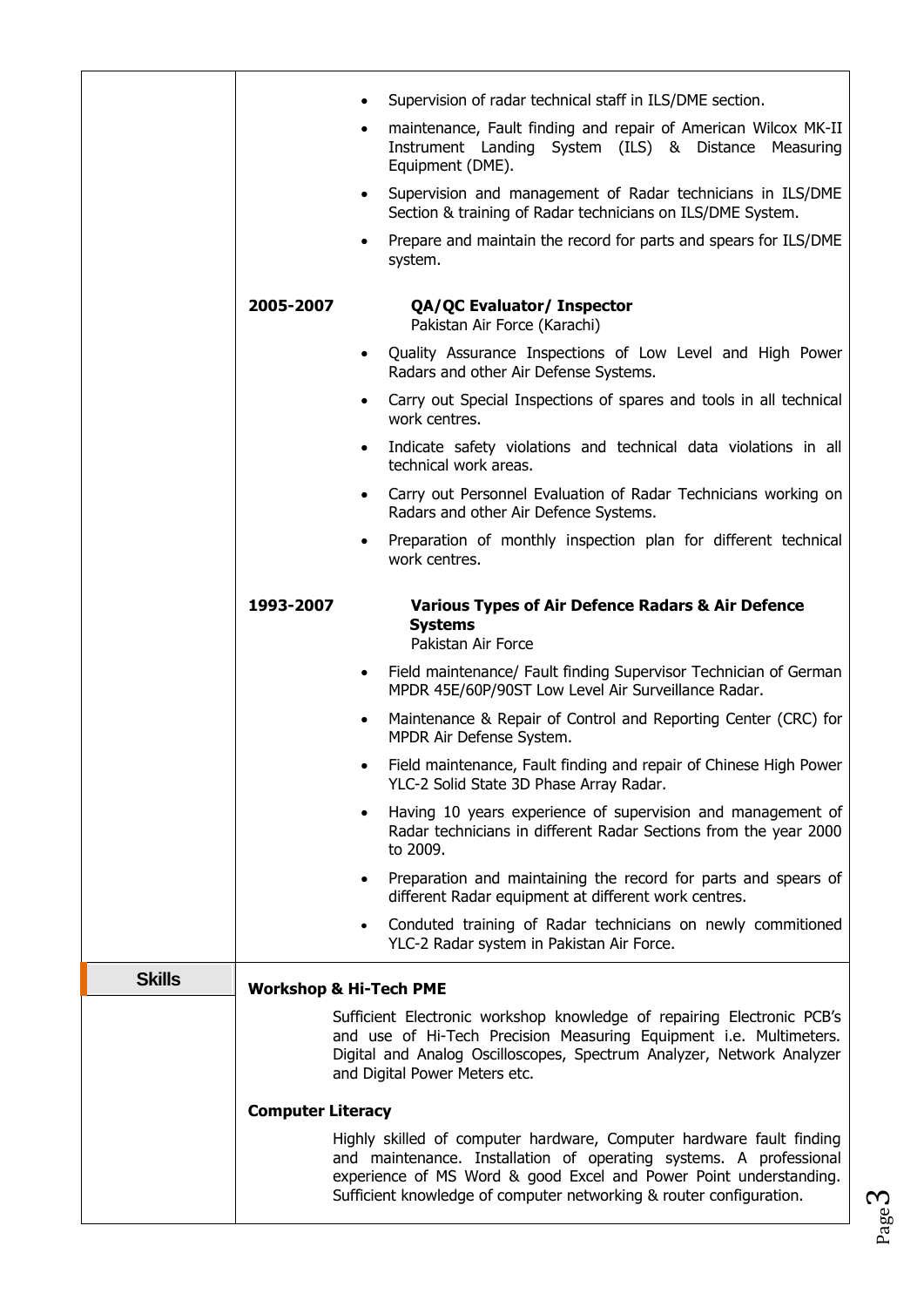- Supervision of radar technical staff in ILS/DME section.
- maintenance, Fault finding and repair of American Wilcox MK-II Instrument Landing System (ILS) & Distance Measuring Equipment (DME).
- Supervision and management of Radar technicians in ILS/DME Section & training of Radar technicians on ILS/DME System.
- Prepare and maintain the record for parts and spears for ILS/DME system.

**2005-2007** **QA/QC Evaluator/ Inspector**
Pakistan Air Force (Karachi)

- Quality Assurance Inspections of Low Level and High Power Radars and other Air Defense Systems.
- Carry out Special Inspections of spares and tools in all technical work centres.
- Indicate safety violations and technical data violations in all technical work areas.
- Carry out Personnel Evaluation of Radar Technicians working on Radars and other Air Defence Systems.
- Preparation of monthly inspection plan for different technical work centres.

**1993-2007** **Various Types of Air Defence Radars & Air Defence Systems**
Pakistan Air Force

- Field maintenance/ Fault finding Supervisor Technician of German MPDR 45E/60P/90ST Low Level Air Surveillance Radar.
- Maintenance & Repair of Control and Reporting Center (CRC) for MPDR Air Defense System.
- Field maintenance, Fault finding and repair of Chinese High Power YLC-2 Solid State 3D Phase Array Radar.
- Having 10 years experience of supervision and management of Radar technicians in different Radar Sections from the year 2000 to 2009.
- Preparation and maintaining the record for parts and spears of different Radar equipment at different work centres.
- Conduted training of Radar technicians on newly commitioned YLC-2 Radar system in Pakistan Air Force.

## Skills

**Workshop & Hi-Tech PME**

Sufficient Electronic workshop knowledge of repairing Electronic PCB's and use of Hi-Tech Precision Measuring Equipment i.e. Multimeters. Digital and Analog Oscilloscopes, Spectrum Analyzer, Network Analyzer and Digital Power Meters etc.

**Computer Literacy**

Highly skilled of computer hardware, Computer hardware fault finding and maintenance. Installation of operating systems. A professional experience of MS Word & good Excel and Power Point understanding. Sufficient knowledge of computer networking & router configuration.